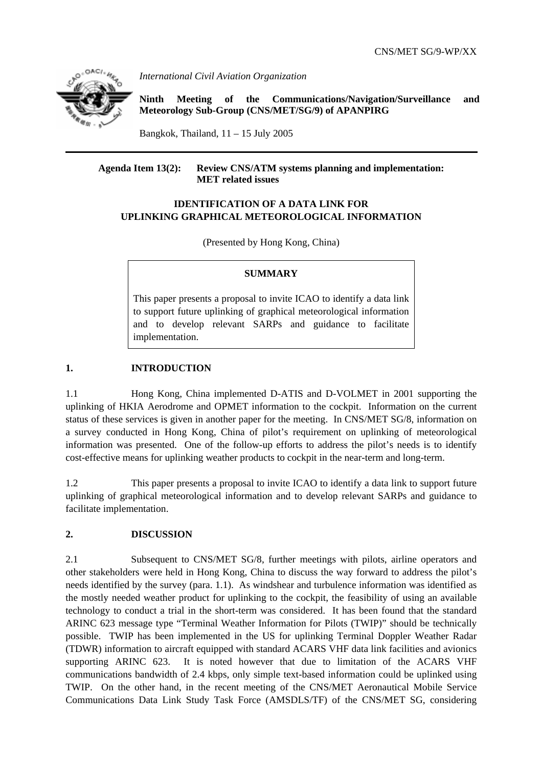CNS/MET SG/9-WP/XX

*International Civil Aviation Organization*

**Ninth Meeting of the Communications/Navigation/Surveillance and Meteorology Sub-Group (CNS/MET/SG/9) of APANPIRG**

Bangkok, Thailand, 11 – 15 July 2005

**Agenda Item 13(2): Review CNS/ATM systems planning and implementation: MET related issues**

**IDENTIFICATION OF A DATA LINK FOR UPLINKING GRAPHICAL METEOROLOGICAL INFORMATION**

(Presented by Hong Kong, China)

**SUMMARY**

This paper presents a proposal to invite ICAO to identify a data link to support future uplinking of graphical meteorological information and to develop relevant SARPs and guidance to facilitate implementation.

## 1. INTRODUCTION

1.1 Hong Kong, China implemented D-ATIS and D-VOLMET in 2001 supporting the uplinking of HKIA Aerodrome and OPMET information to the cockpit. Information on the current status of these services is given in another paper for the meeting. In CNS/MET SG/8, information on a survey conducted in Hong Kong, China of pilot's requirement on uplinking of meteorological information was presented. One of the follow-up efforts to address the pilot's needs is to identify cost-effective means for uplinking weather products to cockpit in the near-term and long-term.

1.2 This paper presents a proposal to invite ICAO to identify a data link to support future uplinking of graphical meteorological information and to develop relevant SARPs and guidance to facilitate implementation.

## 2. DISCUSSION

2.1 Subsequent to CNS/MET SG/8, further meetings with pilots, airline operators and other stakeholders were held in Hong Kong, China to discuss the way forward to address the pilot's needs identified by the survey (para. 1.1). As windshear and turbulence information was identified as the mostly needed weather product for uplinking to the cockpit, the feasibility of using an available technology to conduct a trial in the short-term was considered. It has been found that the standard ARINC 623 message type "Terminal Weather Information for Pilots (TWIP)" should be technically possible. TWIP has been implemented in the US for uplinking Terminal Doppler Weather Radar (TDWR) information to aircraft equipped with standard ACARS VHF data link facilities and avionics supporting ARINC 623. It is noted however that due to limitation of the ACARS VHF communications bandwidth of 2.4 kbps, only simple text-based information could be uplinked using TWIP. On the other hand, in the recent meeting of the CNS/MET Aeronautical Mobile Service Communications Data Link Study Task Force (AMSDLS/TF) of the CNS/MET SG, considering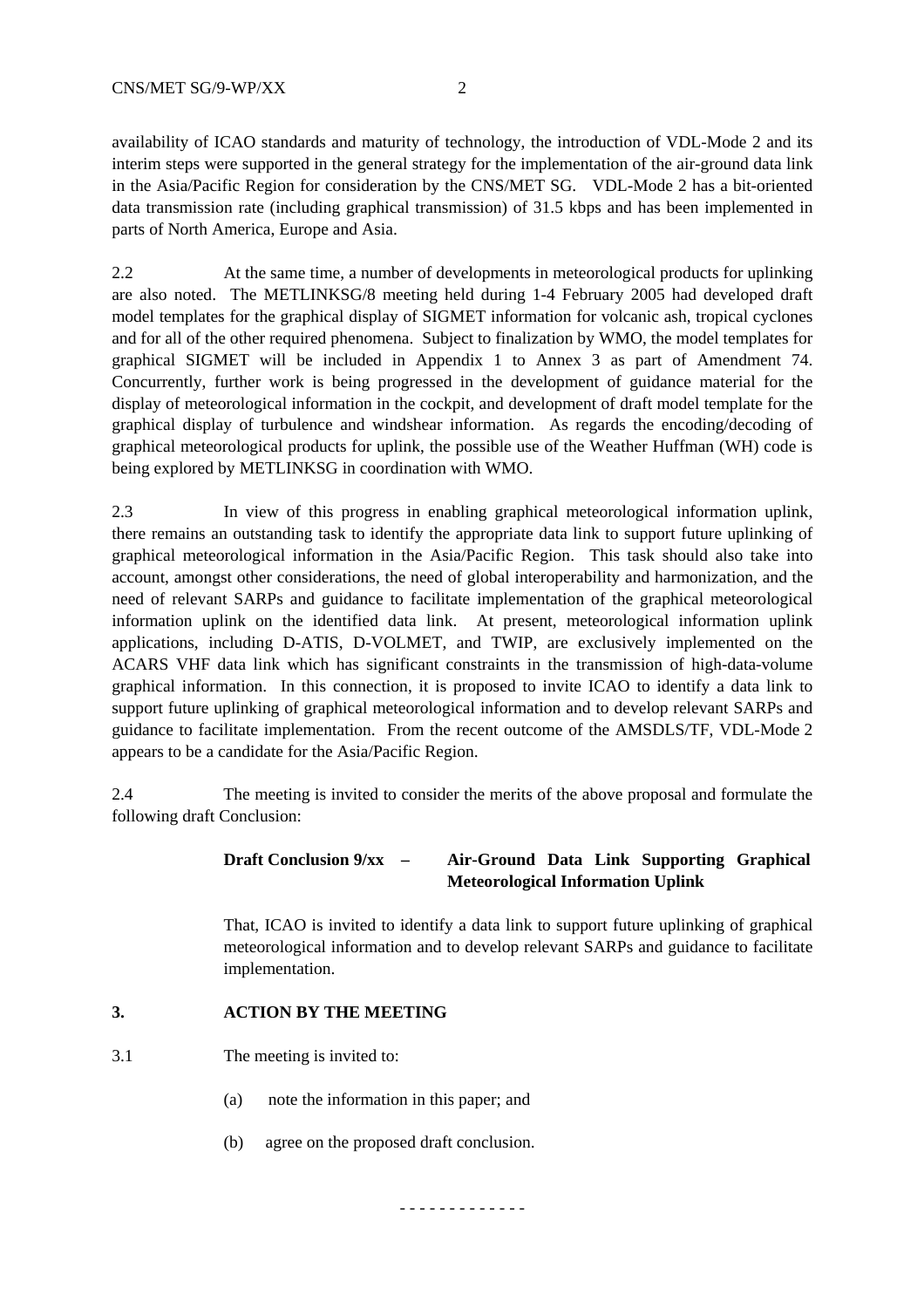availability of ICAO standards and maturity of technology, the introduction of VDL-Mode 2 and its interim steps were supported in the general strategy for the implementation of the air-ground data link in the Asia/Pacific Region for consideration by the CNS/MET SG. VDL-Mode 2 has a bit-oriented data transmission rate (including graphical transmission) of 31.5 kbps and has been implemented in parts of North America, Europe and Asia.

2.2 At the same time, a number of developments in meteorological products for uplinking are also noted. The METLINKSG/8 meeting held during 1-4 February 2005 had developed draft model templates for the graphical display of SIGMET information for volcanic ash, tropical cyclones and for all of the other required phenomena. Subject to finalization by WMO, the model templates for graphical SIGMET will be included in Appendix 1 to Annex 3 as part of Amendment 74. Concurrently, further work is being progressed in the development of guidance material for the display of meteorological information in the cockpit, and development of draft model template for the graphical display of turbulence and windshear information. As regards the encoding/decoding of graphical meteorological products for uplink, the possible use of the Weather Huffman (WH) code is being explored by METLINKSG in coordination with WMO.

2.3 In view of this progress in enabling graphical meteorological information uplink, there remains an outstanding task to identify the appropriate data link to support future uplinking of graphical meteorological information in the Asia/Pacific Region. This task should also take into account, amongst other considerations, the need of global interoperability and harmonization, and the need of relevant SARPs and guidance to facilitate implementation of the graphical meteorological information uplink on the identified data link. At present, meteorological information uplink applications, including D-ATIS, D-VOLMET, and TWIP, are exclusively implemented on the ACARS VHF data link which has significant constraints in the transmission of high-data-volume graphical information. In this connection, it is proposed to invite ICAO to identify a data link to support future uplinking of graphical meteorological information and to develop relevant SARPs and guidance to facilitate implementation. From the recent outcome of the AMSDLS/TF, VDL-Mode 2 appears to be a candidate for the Asia/Pacific Region.

2.4 The meeting is invited to consider the merits of the above proposal and formulate the following draft Conclusion:

**Draft Conclusion 9/xx – Air-Ground Data Link Supporting Graphical Meteorological Information Uplink**

That, ICAO is invited to identify a data link to support future uplinking of graphical meteorological information and to develop relevant SARPs and guidance to facilitate implementation.

## 3. ACTION BY THE MEETING

3.1 The meeting is invited to:

(a) note the information in this paper; and

(b) agree on the proposed draft conclusion.

- - - - - - - - - - - - -